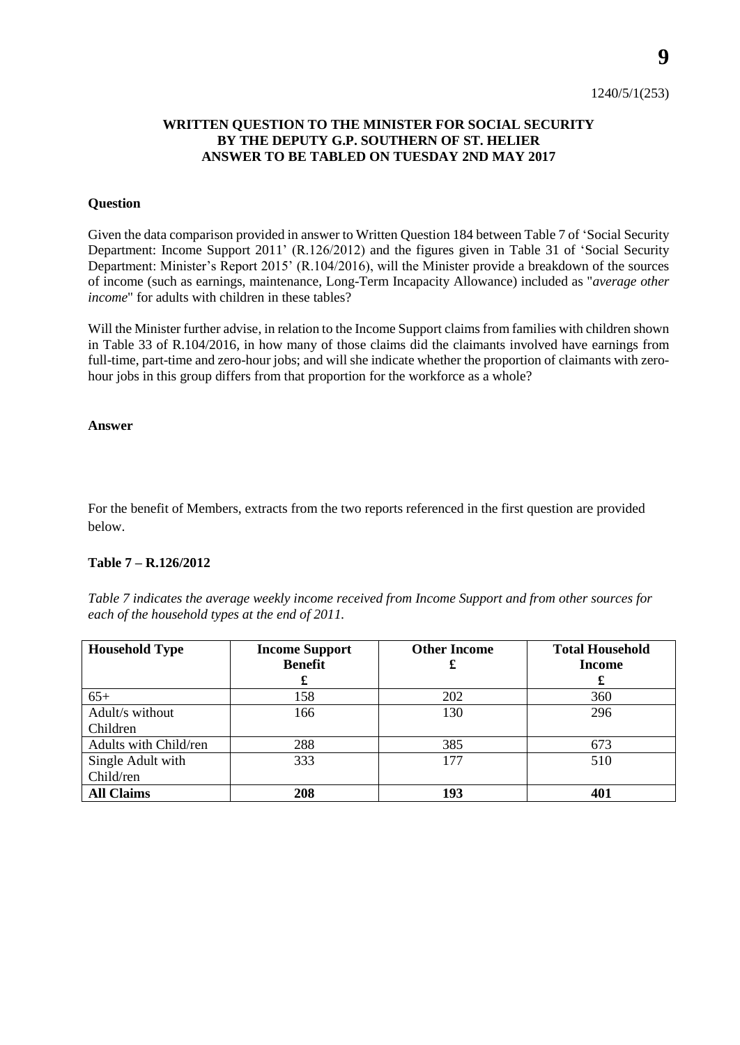1240/5/1(253)

**WRITTEN QUESTION TO THE MINISTER FOR SOCIAL SECURITY BY THE DEPUTY G.P. SOUTHERN OF ST. HELIER ANSWER TO BE TABLED ON TUESDAY 2ND MAY 2017**

**Question**

Given the data comparison provided in answer to Written Question 184 between Table 7 of 'Social Security Department: Income Support 2011' (R.126/2012) and the figures given in Table 31 of 'Social Security Department: Minister's Report 2015' (R.104/2016), will the Minister provide a breakdown of the sources of income (such as earnings, maintenance, Long-Term Incapacity Allowance) included as "*average other income*" for adults with children in these tables?

Will the Minister further advise, in relation to the Income Support claims from families with children shown in Table 33 of R.104/2016, in how many of those claims did the claimants involved have earnings from full-time, part-time and zero-hour jobs; and will she indicate whether the proportion of claimants with zero-hour jobs in this group differs from that proportion for the workforce as a whole?

**Answer**

For the benefit of Members, extracts from the two reports referenced in the first question are provided below.

**Table 7 – R.126/2012**

*Table 7 indicates the average weekly income received from Income Support and from other sources for each of the household types at the end of 2011.*

| Household Type | Income Support Benefit £ | Other Income £ | Total Household Income £ |
|---|---|---|---|
| 65+ | 158 | 202 | 360 |
| Adult/s without Children | 166 | 130 | 296 |
| Adults with Child/ren | 288 | 385 | 673 |
| Single Adult with Child/ren | 333 | 177 | 510 |
| **All Claims** | **208** | **193** | **401** |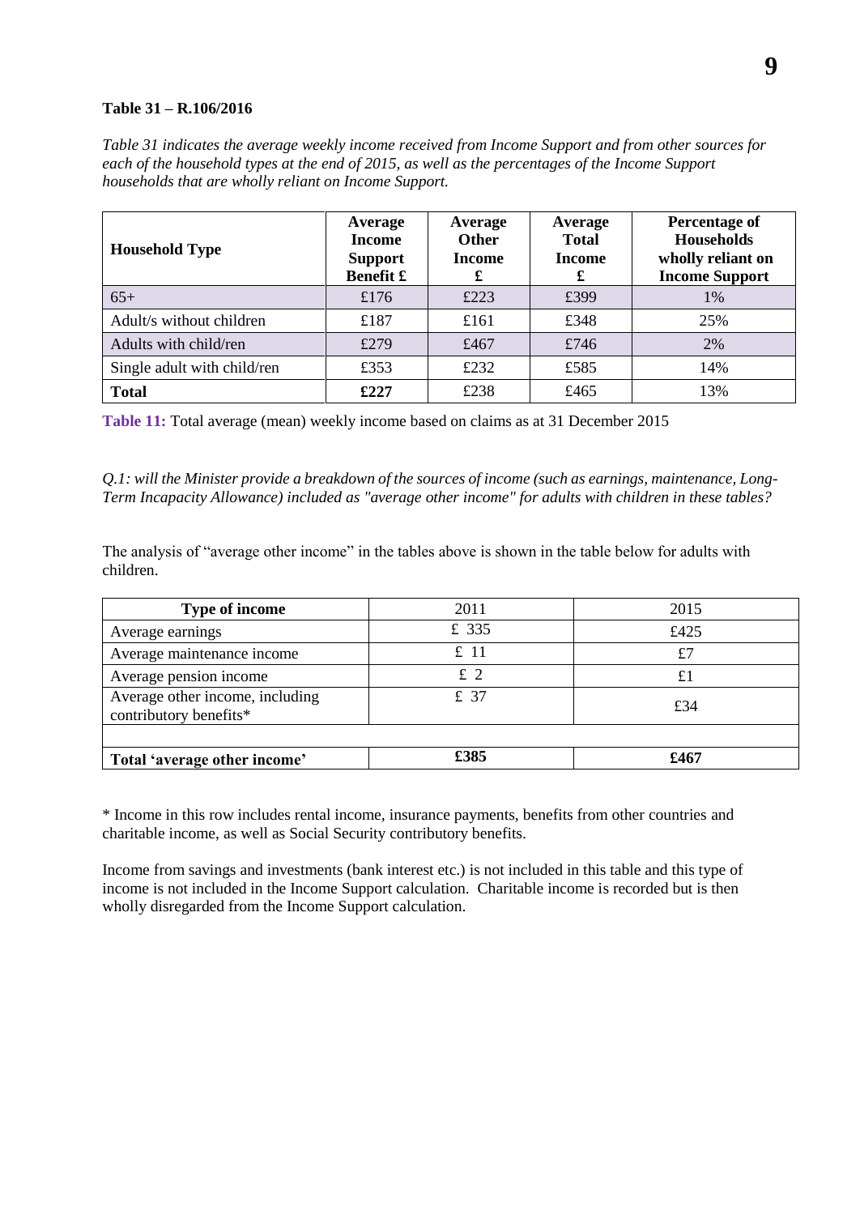**Table 31 – R.106/2016**

*Table 31 indicates the average weekly income received from Income Support and from other sources for each of the household types at the end of 2015, as well as the percentages of the Income Support households that are wholly reliant on Income Support.*

| Household Type | Average Income Support Benefit £ | Average Other Income £ | Average Total Income £ | Percentage of Households wholly reliant on Income Support |
|---|---|---|---|---|
| 65+ | £176 | £223 | £399 | 1% |
| Adult/s without children | £187 | £161 | £348 | 25% |
| Adults with child/ren | £279 | £467 | £746 | 2% |
| Single adult with child/ren | £353 | £232 | £585 | 14% |
| **Total** | **£227** | £238 | £465 | 13% |

**Table 11:** Total average (mean) weekly income based on claims as at 31 December 2015

*Q.1: will the Minister provide a breakdown of the sources of income (such as earnings, maintenance, Long-Term Incapacity Allowance) included as "average other income" for adults with children in these tables?*

The analysis of "average other income" in the tables above is shown in the table below for adults with children.

| Type of income | 2011 | 2015 |
|---|---|---|
| Average earnings | £ 335 | £425 |
| Average maintenance income | £ 11 | £7 |
| Average pension income | £ 2 | £1 |
| Average other income, including contributory benefits* | £ 37 | £34 |
| | | |
| **Total 'average other income'** | **£385** | **£467** |

* Income in this row includes rental income, insurance payments, benefits from other countries and charitable income, as well as Social Security contributory benefits.

Income from savings and investments (bank interest etc.) is not included in this table and this type of income is not included in the Income Support calculation. Charitable income is recorded but is then wholly disregarded from the Income Support calculation.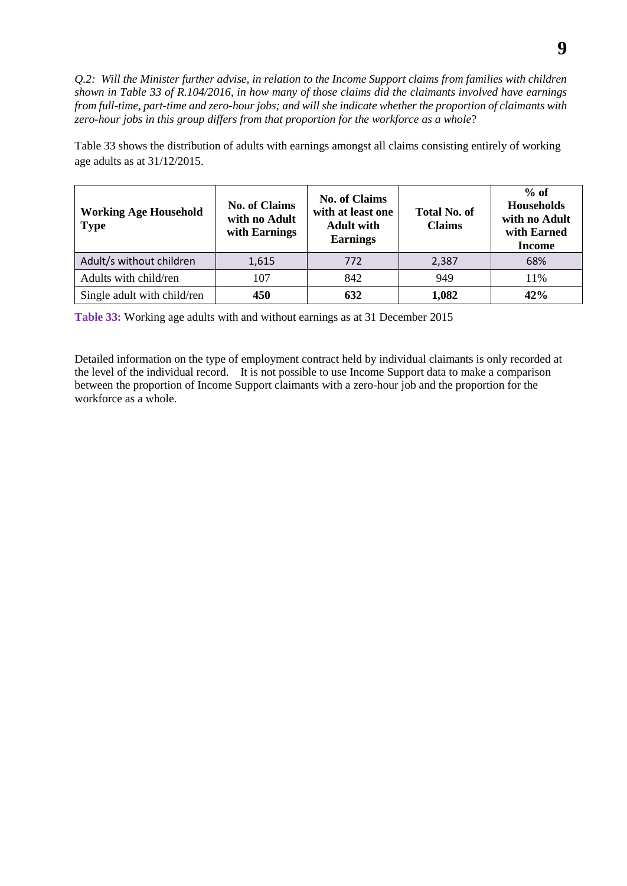*Q.2: Will the Minister further advise, in relation to the Income Support claims from families with children shown in Table 33 of R.104/2016, in how many of those claims did the claimants involved have earnings from full-time, part-time and zero-hour jobs; and will she indicate whether the proportion of claimants with zero-hour jobs in this group differs from that proportion for the workforce as a whole*?

Table 33 shows the distribution of adults with earnings amongst all claims consisting entirely of working age adults as at 31/12/2015.

| **Working Age Household Type** | **No. of Claims with no Adult with Earnings** | **No. of Claims with at least one Adult with Earnings** | **Total No. of Claims** | **% of Households with no Adult with Earned Income** |
|---|---|---|---|---|
| Adult/s without children | 1,615 | 772 | 2,387 | 68% |
| Adults with child/ren | 107 | 842 | 949 | 11% |
| Single adult with child/ren | **450** | **632** | **1,082** | **42%** |

**Table 33:** Working age adults with and without earnings as at 31 December 2015

Detailed information on the type of employment contract held by individual claimants is only recorded at the level of the individual record. It is not possible to use Income Support data to make a comparison between the proportion of Income Support claimants with a zero-hour job and the proportion for the workforce as a whole.